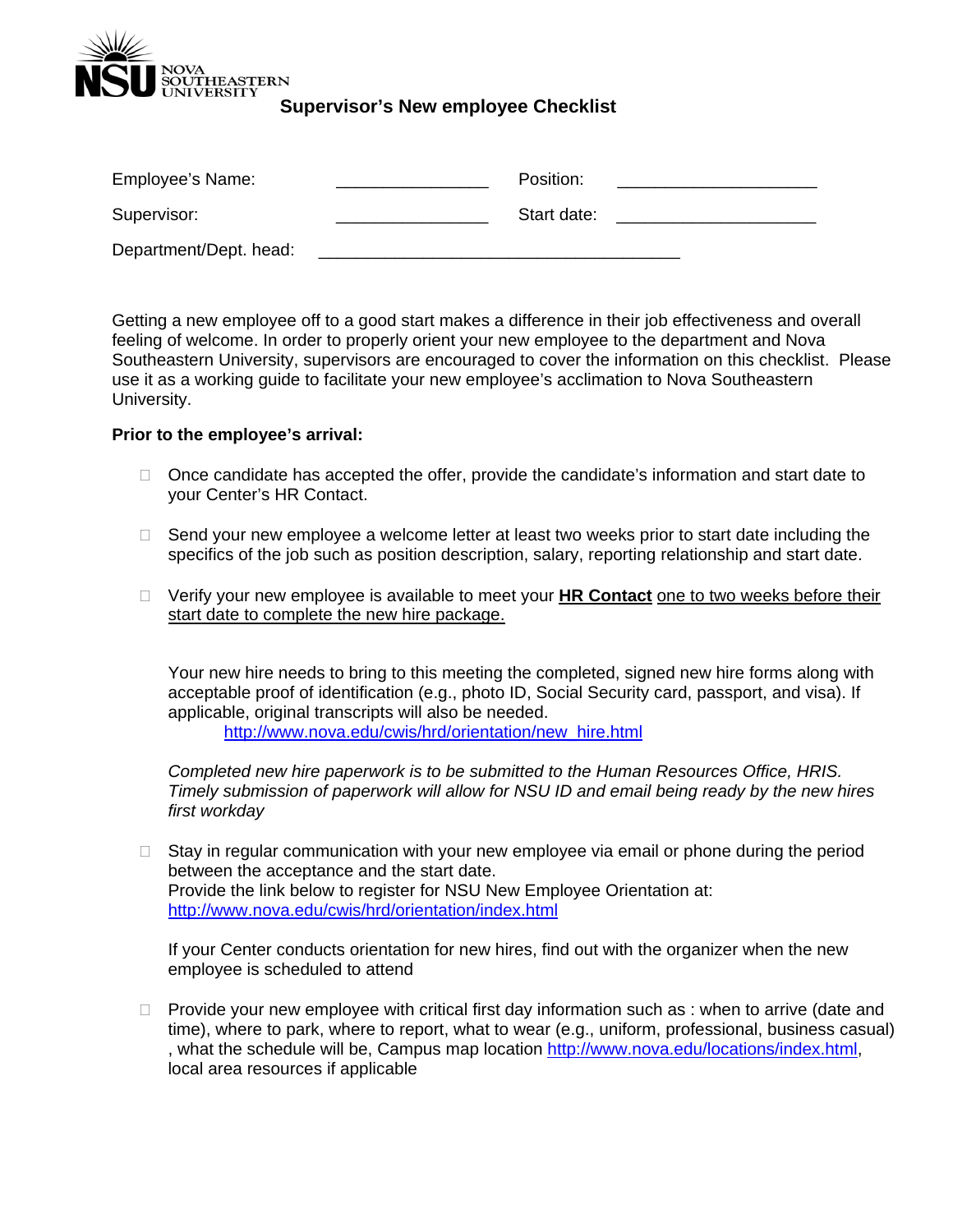NOVA SOUTHEASTERN UNIVERSITY

# Supervisor's New employee Checklist

Employee's Name: ________________ Position: _____________________

Supervisor: ________________ Start date: _____________________

Department/Dept. head: ______________________________________

Getting a new employee off to a good start makes a difference in their job effectiveness and overall feeling of welcome. In order to properly orient your new employee to the department and Nova Southeastern University, supervisors are encouraged to cover the information on this checklist. Please use it as a working guide to facilitate your new employee's acclimation to Nova Southeastern University.

**Prior to the employee's arrival:**

- ☐ Once candidate has accepted the offer, provide the candidate's information and start date to your Center's HR Contact.

- ☐ Send your new employee a welcome letter at least two weeks prior to start date including the specifics of the job such as position description, salary, reporting relationship and start date.

- ☐ Verify your new employee is available to meet your **HR Contact** one to two weeks before their start date to complete the new hire package.

  Your new hire needs to bring to this meeting the completed, signed new hire forms along with acceptable proof of identification (e.g., photo ID, Social Security card, passport, and visa). If applicable, original transcripts will also be needed.
  http://www.nova.edu/cwis/hrd/orientation/new_hire.html

  *Completed new hire paperwork is to be submitted to the Human Resources Office, HRIS. Timely submission of paperwork will allow for NSU ID and email being ready by the new hires first workday*

- ☐ Stay in regular communication with your new employee via email or phone during the period between the acceptance and the start date.
  Provide the link below to register for NSU New Employee Orientation at:
  http://www.nova.edu/cwis/hrd/orientation/index.html

  If your Center conducts orientation for new hires, find out with the organizer when the new employee is scheduled to attend

- ☐ Provide your new employee with critical first day information such as : when to arrive (date and time), where to park, where to report, what to wear (e.g., uniform, professional, business casual) , what the schedule will be, Campus map location http://www.nova.edu/locations/index.html, local area resources if applicable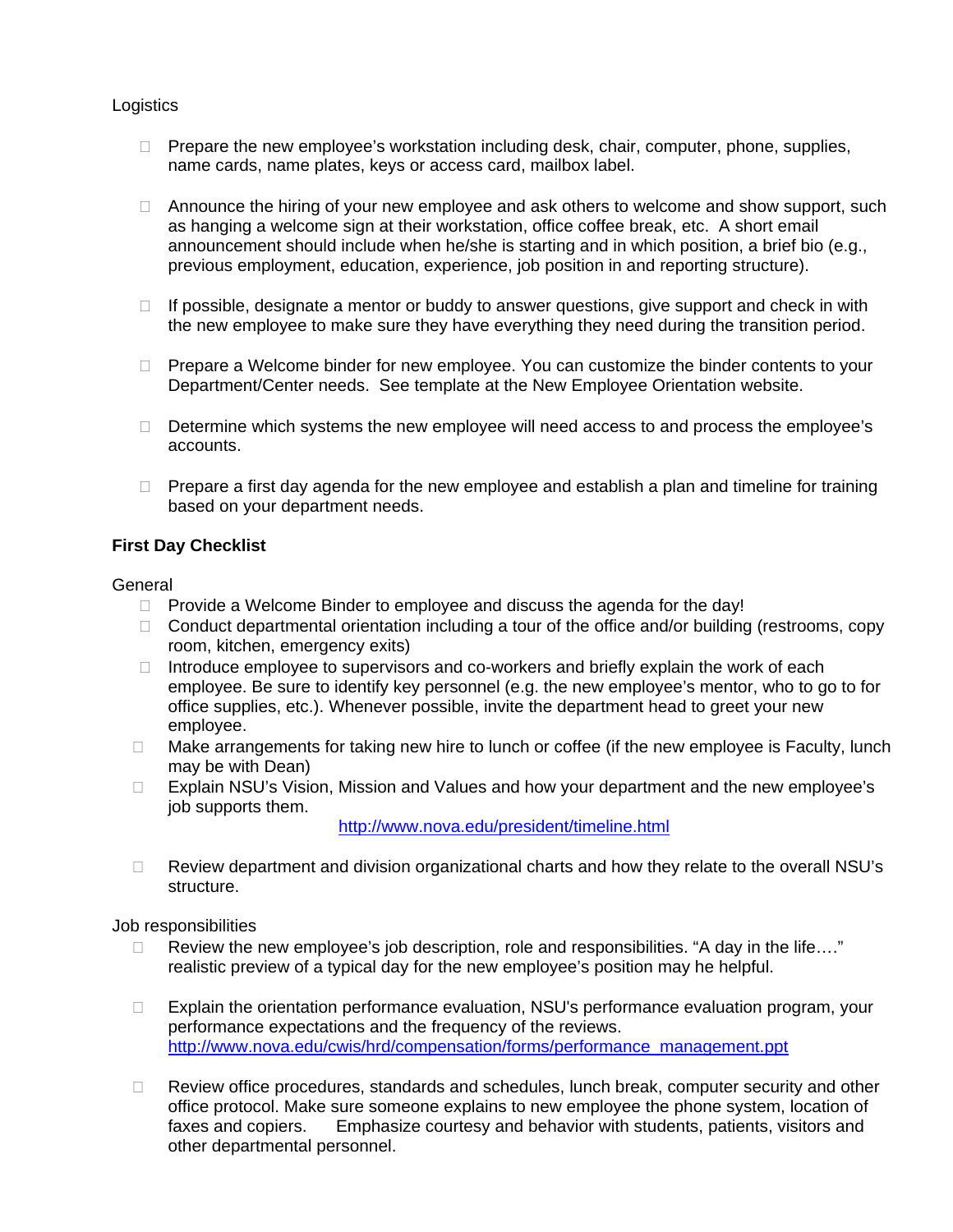Logistics

- Prepare the new employee's workstation including desk, chair, computer, phone, supplies, name cards, name plates, keys or access card, mailbox label.

- Announce the hiring of your new employee and ask others to welcome and show support, such as hanging a welcome sign at their workstation, office coffee break, etc. A short email announcement should include when he/she is starting and in which position, a brief bio (e.g., previous employment, education, experience, job position in and reporting structure).

- If possible, designate a mentor or buddy to answer questions, give support and check in with the new employee to make sure they have everything they need during the transition period.

- Prepare a Welcome binder for new employee. You can customize the binder contents to your Department/Center needs. See template at the New Employee Orientation website.

- Determine which systems the new employee will need access to and process the employee's accounts.

- Prepare a first day agenda for the new employee and establish a plan and timeline for training based on your department needs.

**First Day Checklist**

General

- Provide a Welcome Binder to employee and discuss the agenda for the day!
- Conduct departmental orientation including a tour of the office and/or building (restrooms, copy room, kitchen, emergency exits)
- Introduce employee to supervisors and co-workers and briefly explain the work of each employee. Be sure to identify key personnel (e.g. the new employee's mentor, who to go to for office supplies, etc.). Whenever possible, invite the department head to greet your new employee.
- Make arrangements for taking new hire to lunch or coffee (if the new employee is Faculty, lunch may be with Dean)
- Explain NSU's Vision, Mission and Values and how your department and the new employee's job supports them.
  http://www.nova.edu/president/timeline.html

- Review department and division organizational charts and how they relate to the overall NSU's structure.

Job responsibilities

- Review the new employee's job description, role and responsibilities. "A day in the life…." realistic preview of a typical day for the new employee's position may he helpful.

- Explain the orientation performance evaluation, NSU's performance evaluation program, your performance expectations and the frequency of the reviews.
  http://www.nova.edu/cwis/hrd/compensation/forms/performance_management.ppt

- Review office procedures, standards and schedules, lunch break, computer security and other office protocol. Make sure someone explains to new employee the phone system, location of faxes and copiers. Emphasize courtesy and behavior with students, patients, visitors and other departmental personnel.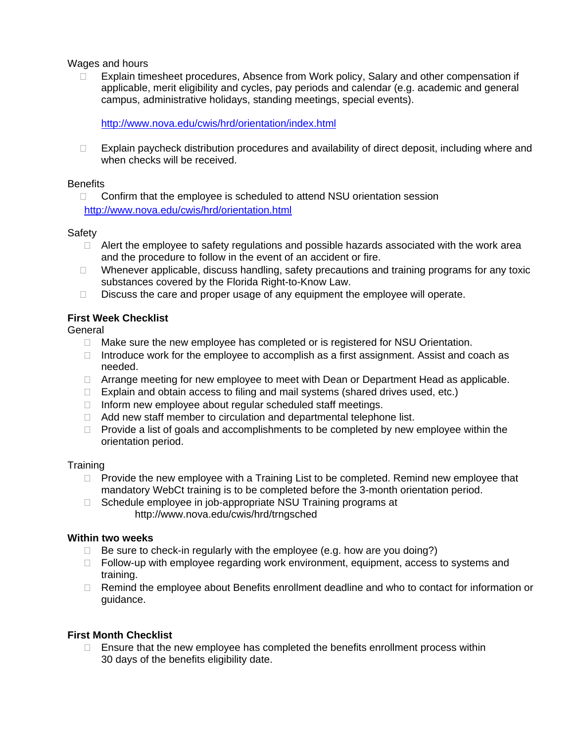Wages and hours

- Explain timesheet procedures, Absence from Work policy, Salary and other compensation if applicable, merit eligibility and cycles, pay periods and calendar (e.g. academic and general campus, administrative holidays, standing meetings, special events).

  http://www.nova.edu/cwis/hrd/orientation/index.html

- Explain paycheck distribution procedures and availability of direct deposit, including where and when checks will be received.

Benefits

- Confirm that the employee is scheduled to attend NSU orientation session
  http://www.nova.edu/cwis/hrd/orientation.html

Safety

- Alert the employee to safety regulations and possible hazards associated with the work area and the procedure to follow in the event of an accident or fire.
- Whenever applicable, discuss handling, safety precautions and training programs for any toxic substances covered by the Florida Right-to-Know Law.
- Discuss the care and proper usage of any equipment the employee will operate.

**First Week Checklist**

General

- Make sure the new employee has completed or is registered for NSU Orientation.
- Introduce work for the employee to accomplish as a first assignment. Assist and coach as needed.
- Arrange meeting for new employee to meet with Dean or Department Head as applicable.
- Explain and obtain access to filing and mail systems (shared drives used, etc.)
- Inform new employee about regular scheduled staff meetings.
- Add new staff member to circulation and departmental telephone list.
- Provide a list of goals and accomplishments to be completed by new employee within the orientation period.

Training

- Provide the new employee with a Training List to be completed. Remind new employee that mandatory WebCt training is to be completed before the 3-month orientation period.
- Schedule employee in job-appropriate NSU Training programs at
  http://www.nova.edu/cwis/hrd/trngsched

**Within two weeks**

- Be sure to check-in regularly with the employee (e.g. how are you doing?)
- Follow-up with employee regarding work environment, equipment, access to systems and training.
- Remind the employee about Benefits enrollment deadline and who to contact for information or guidance.

**First Month Checklist**

- Ensure that the new employee has completed the benefits enrollment process within 30 days of the benefits eligibility date.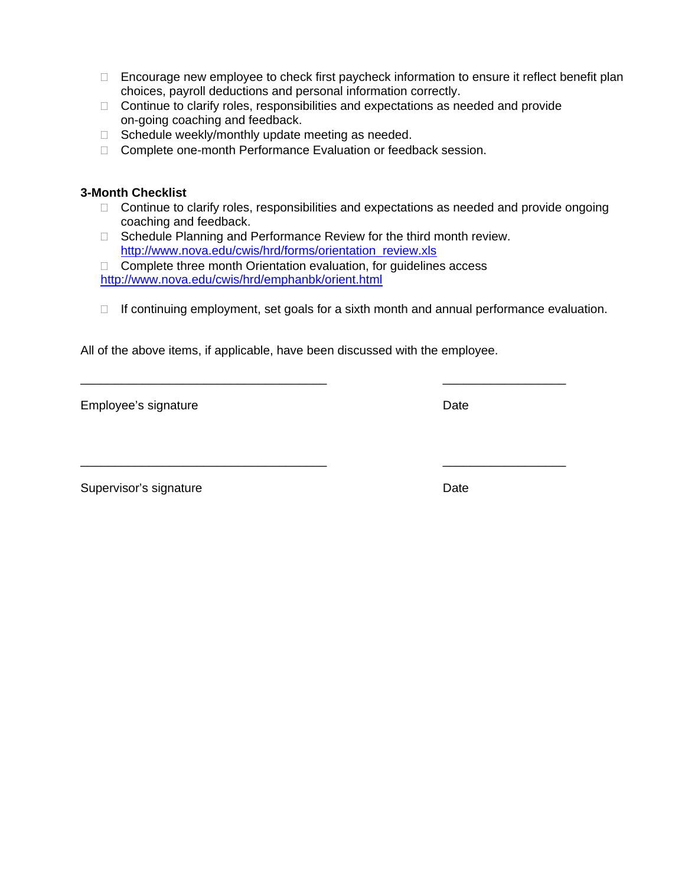- ☐ Encourage new employee to check first paycheck information to ensure it reflect benefit plan choices, payroll deductions and personal information correctly.
- ☐ Continue to clarify roles, responsibilities and expectations as needed and provide on-going coaching and feedback.
- ☐ Schedule weekly/monthly update meeting as needed.
- ☐ Complete one-month Performance Evaluation or feedback session.

**3-Month Checklist**

- ☐ Continue to clarify roles, responsibilities and expectations as needed and provide ongoing coaching and feedback.
- ☐ Schedule Planning and Performance Review for the third month review. http://www.nova.edu/cwis/hrd/forms/orientation_review.xls
- ☐ Complete three month Orientation evaluation, for guidelines access http://www.nova.edu/cwis/hrd/emphanbk/orient.html
- ☐ If continuing employment, set goals for a sixth month and annual performance evaluation.

All of the above items, if applicable, have been discussed with the employee.

\_\_\_\_\_\_\_\_\_\_\_\_\_\_\_\_\_\_\_\_\_\_\_\_\_\_\_\_\_\_\_\_\_\_\_\_ \_\_\_\_\_\_\_\_\_\_\_\_\_\_\_\_\_\_

Employee's signature Date

\_\_\_\_\_\_\_\_\_\_\_\_\_\_\_\_\_\_\_\_\_\_\_\_\_\_\_\_\_\_\_\_\_\_\_\_ \_\_\_\_\_\_\_\_\_\_\_\_\_\_\_\_\_\_

Supervisor's signature Date